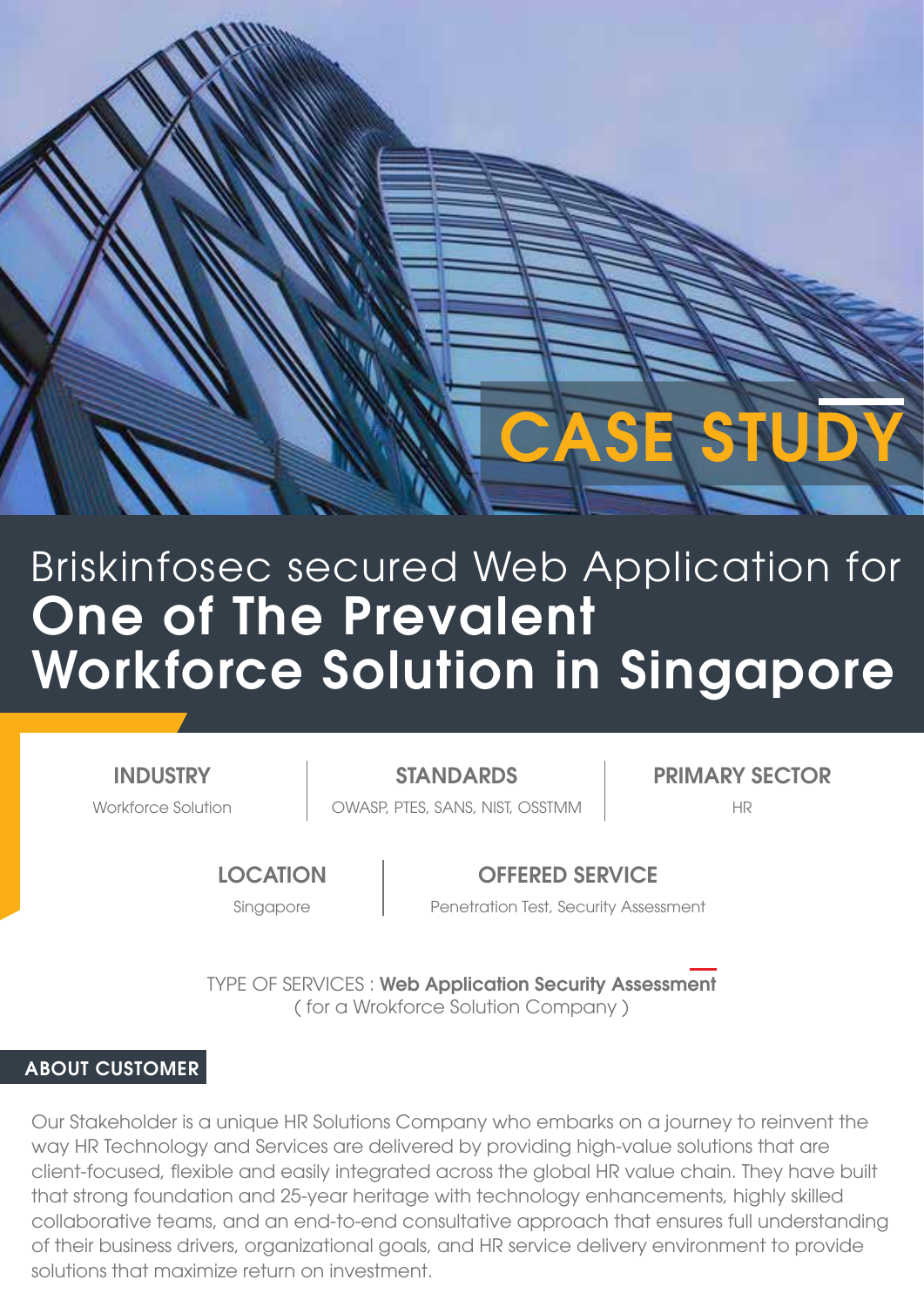# CASE STUDY

# Briskinfosec secured Web Application for **One of The Prevalent Workforce Solution in Singapore**

| INDUSTRY | STANDARDS | PRIMARY SECTOR |
|---|---|---|
| Workforce Solution | OWASP, PTES, SANS, NIST, OSSTMM | HR |

| LOCATION | OFFERED SERVICE |
|---|---|
| Singapore | Penetration Test, Security Assessment |

TYPE OF SERVICES : **Web Application Security Assessment**
( for a Wrokforce Solution Company )

## ABOUT CUSTOMER

Our Stakeholder is a unique HR Solutions Company who embarks on a journey to reinvent the way HR Technology and Services are delivered by providing high-value solutions that are client-focused, flexible and easily integrated across the global HR value chain. They have built that strong foundation and 25-year heritage with technology enhancements, highly skilled collaborative teams, and an end-to-end consultative approach that ensures full understanding of their business drivers, organizational goals, and HR service delivery environment to provide solutions that maximize return on investment.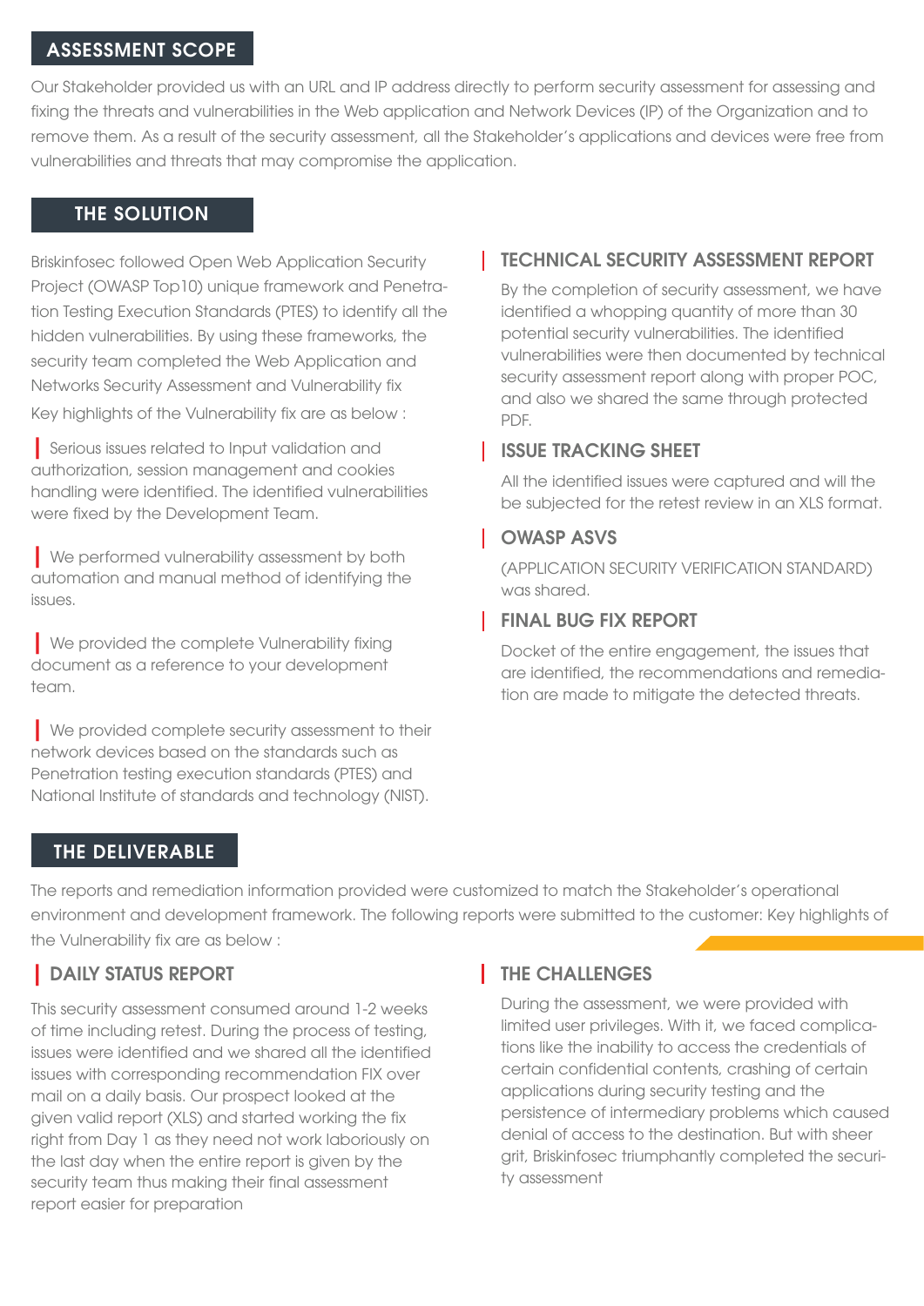## ASSESSMENT SCOPE

Our Stakeholder provided us with an URL and IP address directly to perform security assessment for assessing and fixing the threats and vulnerabilities in the Web application and Network Devices (IP) of the Organization and to remove them. As a result of the security assessment, all the Stakeholder's applications and devices were free from vulnerabilities and threats that may compromise the application.

## THE SOLUTION

Briskinfosec followed Open Web Application Security Project (OWASP Top10) unique framework and Penetration Testing Execution Standards (PTES) to identify all the hidden vulnerabilities. By using these frameworks, the security team completed the Web Application and Networks Security Assessment and Vulnerability fix

Key highlights of the Vulnerability fix are as below :

- Serious issues related to Input validation and authorization, session management and cookies handling were identified. The identified vulnerabilities were fixed by the Development Team.
- We performed vulnerability assessment by both automation and manual method of identifying the issues.
- We provided the complete Vulnerability fixing document as a reference to your development team.
- We provided complete security assessment to their network devices based on the standards such as Penetration testing execution standards (PTES) and National Institute of standards and technology (NIST).

### TECHNICAL SECURITY ASSESSMENT REPORT

By the completion of security assessment, we have identified a whopping quantity of more than 30 potential security vulnerabilities. The identified vulnerabilities were then documented by technical security assessment report along with proper POC, and also we shared the same through protected PDF.

### ISSUE TRACKING SHEET

All the identified issues were captured and will the be subjected for the retest review in an XLS format.

### OWASP ASVS

(APPLICATION SECURITY VERIFICATION STANDARD) was shared.

### FINAL BUG FIX REPORT

Docket of the entire engagement, the issues that are identified, the recommendations and remediation are made to mitigate the detected threats.

## THE DELIVERABLE

The reports and remediation information provided were customized to match the Stakeholder's operational environment and development framework. The following reports were submitted to the customer: Key highlights of the Vulnerability fix are as below :

### DAILY STATUS REPORT

This security assessment consumed around 1-2 weeks of time including retest. During the process of testing, issues were identified and we shared all the identified issues with corresponding recommendation FIX over mail on a daily basis. Our prospect looked at the given valid report (XLS) and started working the fix right from Day 1 as they need not work laboriously on the last day when the entire report is given by the security team thus making their final assessment report easier for preparation

### THE CHALLENGES

During the assessment, we were provided with limited user privileges. With it, we faced complications like the inability to access the credentials of certain confidential contents, crashing of certain applications during security testing and the persistence of intermediary problems which caused denial of access to the destination. But with sheer grit, Briskinfosec triumphantly completed the security assessment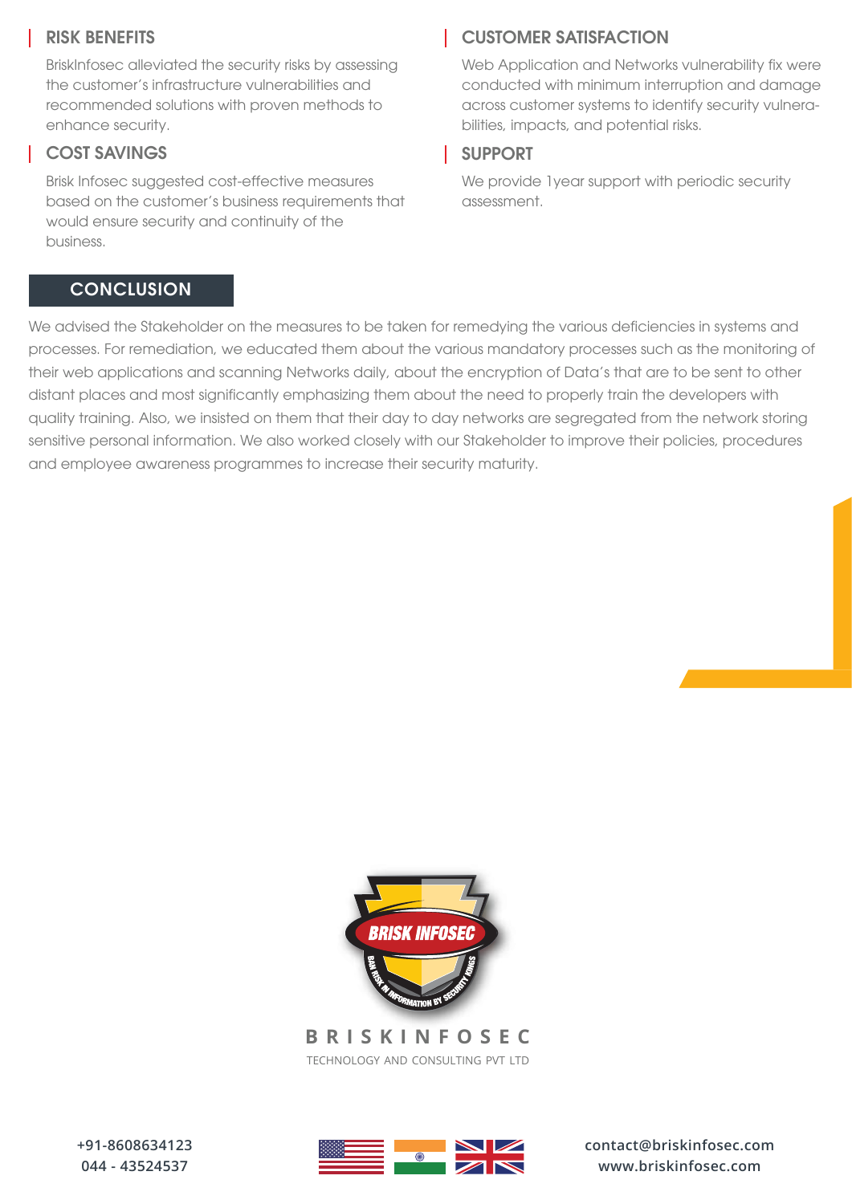## RISK BENEFITS

BriskInfosec alleviated the security risks by assessing the customer's infrastructure vulnerabilities and recommended solutions with proven methods to enhance security.

## COST SAVINGS

Brisk Infosec suggested cost-effective measures based on the customer's business requirements that would ensure security and continuity of the business.

## CUSTOMER SATISFACTION

Web Application and Networks vulnerability fix were conducted with minimum interruption and damage across customer systems to identify security vulnerabilities, impacts, and potential risks.

## SUPPORT

We provide 1year support with periodic security assessment.

## CONCLUSION

We advised the Stakeholder on the measures to be taken for remedying the various deficiencies in systems and processes. For remediation, we educated them about the various mandatory processes such as the monitoring of their web applications and scanning Networks daily, about the encryption of Data's that are to be sent to other distant places and most significantly emphasizing them about the need to properly train the developers with quality training. Also, we insisted on them that their day to day networks are segregated from the network storing sensitive personal information. We also worked closely with our Stakeholder to improve their policies, procedures and employee awareness programmes to increase their security maturity.

BRISK INFOSEC

BAN RISK IN INFORMATION BY SECURITY KINGS

BRISKINFOSEC

TECHNOLOGY AND CONSULTING PVT LTD

+91-8608634123
044 - 43524537

contact@briskinfosec.com
www.briskinfosec.com